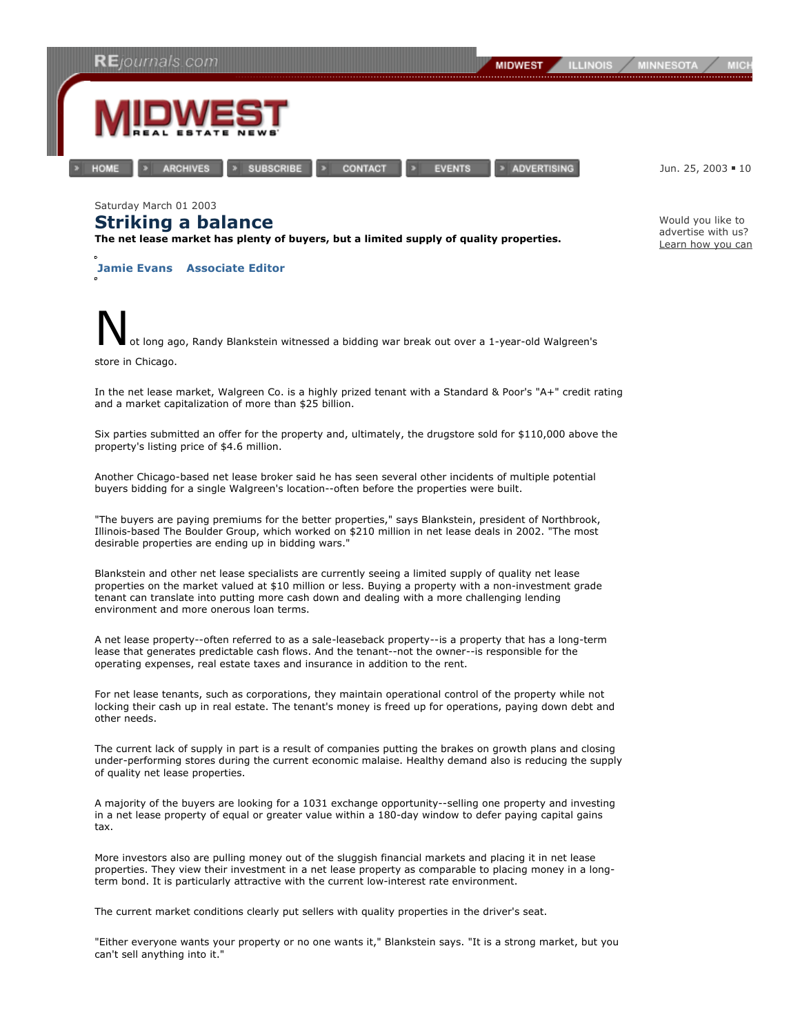Saturday March 01 2003

# Striking a balance

**The net lease market has plenty of buyers, but a limited supply of quality properties.**

**Jamie Evans Associate Editor**

Not long ago, Randy Blankstein witnessed a bidding war break out over a 1-year-old Walgreen's store in Chicago.

In the net lease market, Walgreen Co. is a highly prized tenant with a Standard & Poor's "A+" credit rating and a market capitalization of more than $25 billion.

Six parties submitted an offer for the property and, ultimately, the drugstore sold for $110,000 above the property's listing price of $4.6 million.

Another Chicago-based net lease broker said he has seen several other incidents of multiple potential buyers bidding for a single Walgreen's location--often before the properties were built.

"The buyers are paying premiums for the better properties," says Blankstein, president of Northbrook, Illinois-based The Boulder Group, which worked on $210 million in net lease deals in 2002. "The most desirable properties are ending up in bidding wars."

Blankstein and other net lease specialists are currently seeing a limited supply of quality net lease properties on the market valued at $10 million or less. Buying a property with a non-investment grade tenant can translate into putting more cash down and dealing with a more challenging lending environment and more onerous loan terms.

A net lease property--often referred to as a sale-leaseback property--is a property that has a long-term lease that generates predictable cash flows. And the tenant--not the owner--is responsible for the operating expenses, real estate taxes and insurance in addition to the rent.

For net lease tenants, such as corporations, they maintain operational control of the property while not locking their cash up in real estate. The tenant's money is freed up for operations, paying down debt and other needs.

The current lack of supply in part is a result of companies putting the brakes on growth plans and closing under-performing stores during the current economic malaise. Healthy demand also is reducing the supply of quality net lease properties.

A majority of the buyers are looking for a 1031 exchange opportunity--selling one property and investing in a net lease property of equal or greater value within a 180-day window to defer paying capital gains tax.

More investors also are pulling money out of the sluggish financial markets and placing it in net lease properties. They view their investment in a net lease property as comparable to placing money in a long-term bond. It is particularly attractive with the current low-interest rate environment.

The current market conditions clearly put sellers with quality properties in the driver's seat.

"Either everyone wants your property or no one wants it," Blankstein says. "It is a strong market, but you can't sell anything into it."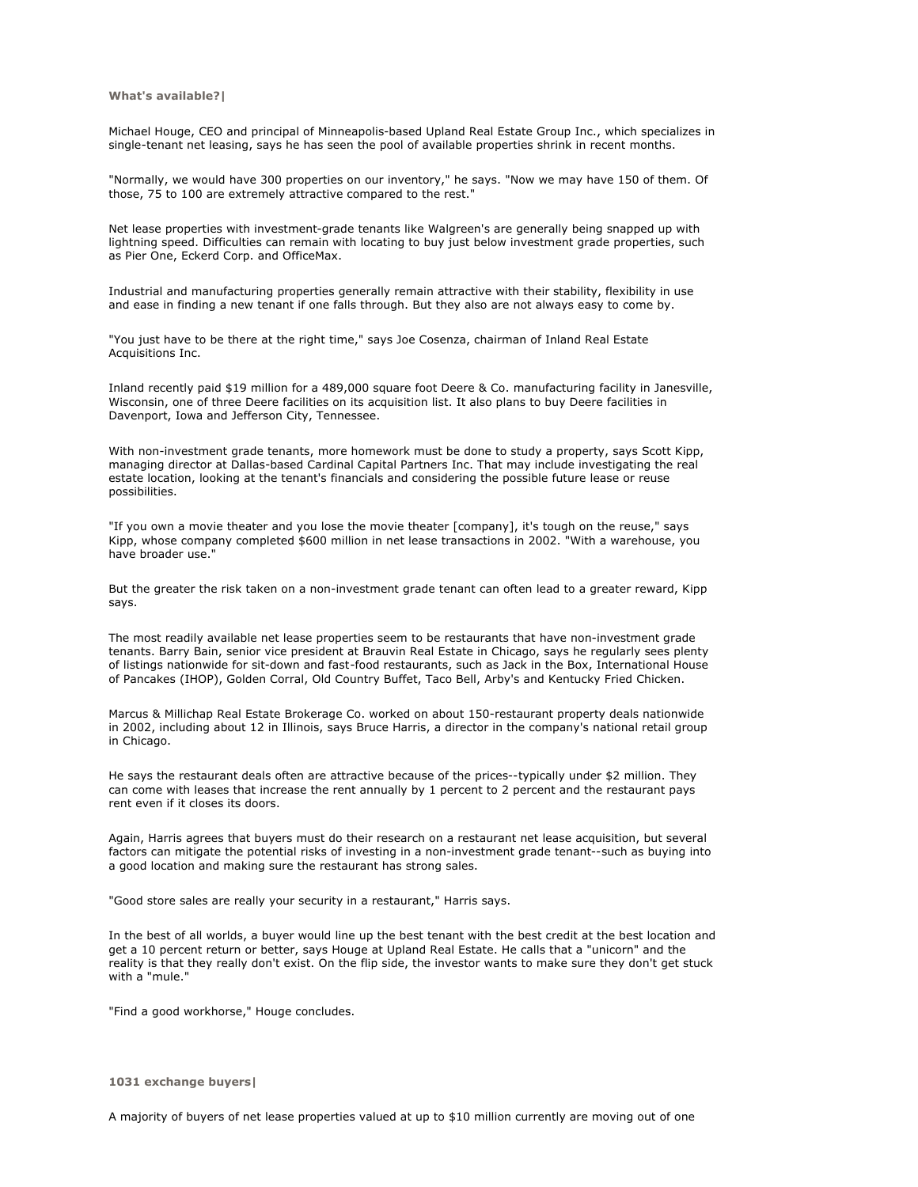**What's available?|**

Michael Houge, CEO and principal of Minneapolis-based Upland Real Estate Group Inc., which specializes in single-tenant net leasing, says he has seen the pool of available properties shrink in recent months.

"Normally, we would have 300 properties on our inventory," he says. "Now we may have 150 of them. Of those, 75 to 100 are extremely attractive compared to the rest."

Net lease properties with investment-grade tenants like Walgreen's are generally being snapped up with lightning speed. Difficulties can remain with locating to buy just below investment grade properties, such as Pier One, Eckerd Corp. and OfficeMax.

Industrial and manufacturing properties generally remain attractive with their stability, flexibility in use and ease in finding a new tenant if one falls through. But they also are not always easy to come by.

"You just have to be there at the right time," says Joe Cosenza, chairman of Inland Real Estate Acquisitions Inc.

Inland recently paid $19 million for a 489,000 square foot Deere & Co. manufacturing facility in Janesville, Wisconsin, one of three Deere facilities on its acquisition list. It also plans to buy Deere facilities in Davenport, Iowa and Jefferson City, Tennessee.

With non-investment grade tenants, more homework must be done to study a property, says Scott Kipp, managing director at Dallas-based Cardinal Capital Partners Inc. That may include investigating the real estate location, looking at the tenant's financials and considering the possible future lease or reuse possibilities.

"If you own a movie theater and you lose the movie theater [company], it's tough on the reuse," says Kipp, whose company completed $600 million in net lease transactions in 2002. "With a warehouse, you have broader use."

But the greater the risk taken on a non-investment grade tenant can often lead to a greater reward, Kipp says.

The most readily available net lease properties seem to be restaurants that have non-investment grade tenants. Barry Bain, senior vice president at Brauvin Real Estate in Chicago, says he regularly sees plenty of listings nationwide for sit-down and fast-food restaurants, such as Jack in the Box, International House of Pancakes (IHOP), Golden Corral, Old Country Buffet, Taco Bell, Arby's and Kentucky Fried Chicken.

Marcus & Millichap Real Estate Brokerage Co. worked on about 150-restaurant property deals nationwide in 2002, including about 12 in Illinois, says Bruce Harris, a director in the company's national retail group in Chicago.

He says the restaurant deals often are attractive because of the prices--typically under $2 million. They can come with leases that increase the rent annually by 1 percent to 2 percent and the restaurant pays rent even if it closes its doors.

Again, Harris agrees that buyers must do their research on a restaurant net lease acquisition, but several factors can mitigate the potential risks of investing in a non-investment grade tenant--such as buying into a good location and making sure the restaurant has strong sales.

"Good store sales are really your security in a restaurant," Harris says.

In the best of all worlds, a buyer would line up the best tenant with the best credit at the best location and get a 10 percent return or better, says Houge at Upland Real Estate. He calls that a "unicorn" and the reality is that they really don't exist. On the flip side, the investor wants to make sure they don't get stuck with a "mule."

"Find a good workhorse," Houge concludes.

**1031 exchange buyers|**

A majority of buyers of net lease properties valued at up to $10 million currently are moving out of one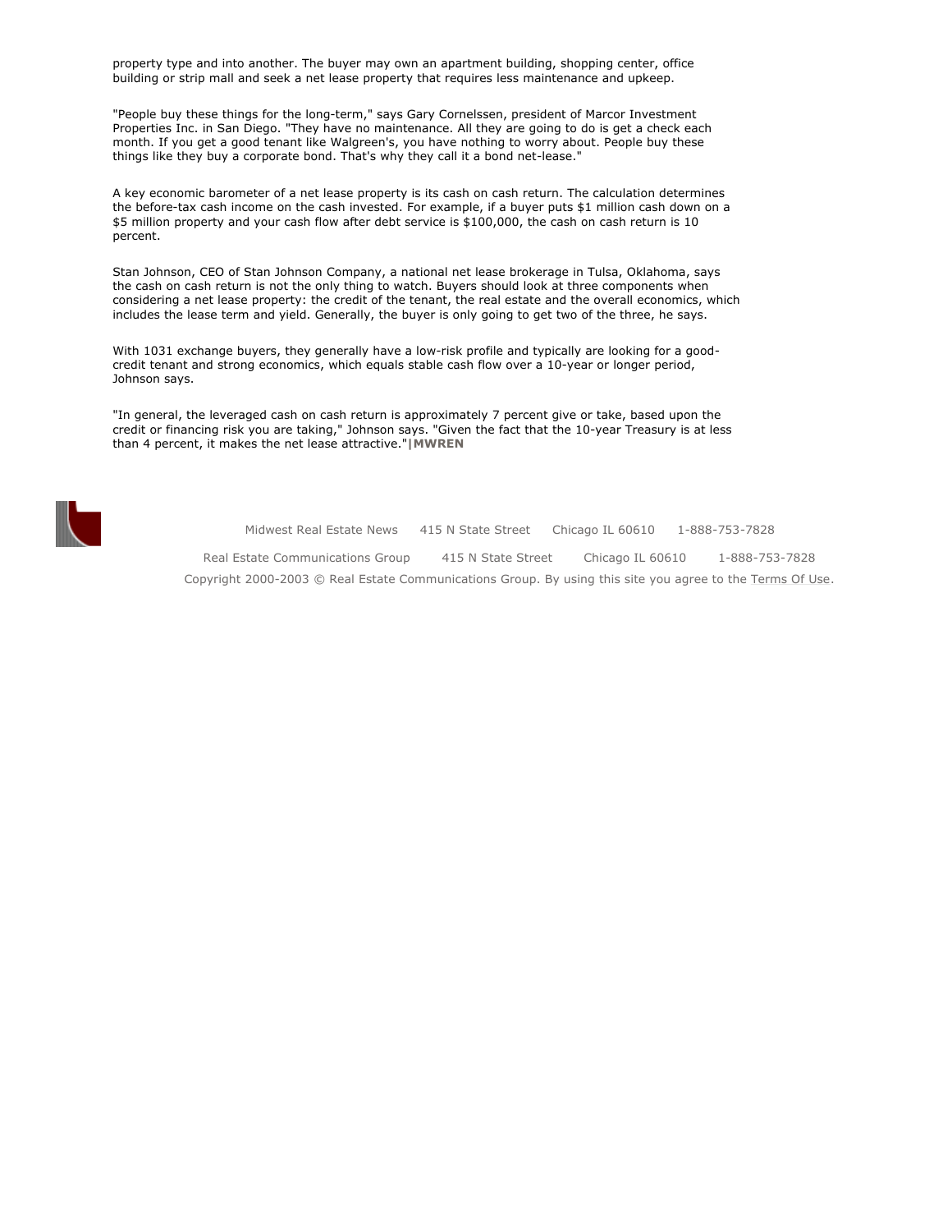property type and into another. The buyer may own an apartment building, shopping center, office building or strip mall and seek a net lease property that requires less maintenance and upkeep.

"People buy these things for the long-term," says Gary Cornelssen, president of Marcor Investment Properties Inc. in San Diego. "They have no maintenance. All they are going to do is get a check each month. If you get a good tenant like Walgreen's, you have nothing to worry about. People buy these things like they buy a corporate bond. That's why they call it a bond net-lease."

A key economic barometer of a net lease property is its cash on cash return. The calculation determines the before-tax cash income on the cash invested. For example, if a buyer puts $1 million cash down on a $5 million property and your cash flow after debt service is $100,000, the cash on cash return is 10 percent.

Stan Johnson, CEO of Stan Johnson Company, a national net lease brokerage in Tulsa, Oklahoma, says the cash on cash return is not the only thing to watch. Buyers should look at three components when considering a net lease property: the credit of the tenant, the real estate and the overall economics, which includes the lease term and yield. Generally, the buyer is only going to get two of the three, he says.

With 1031 exchange buyers, they generally have a low-risk profile and typically are looking for a good-credit tenant and strong economics, which equals stable cash flow over a 10-year or longer period, Johnson says.

"In general, the leveraged cash on cash return is approximately 7 percent give or take, based upon the credit or financing risk you are taking," Johnson says. "Given the fact that the 10-year Treasury is at less than 4 percent, it makes the net lease attractive."**|MWREN**

Midwest Real Estate News 415 N State Street Chicago IL 60610 1-888-753-7828

Real Estate Communications Group 415 N State Street Chicago IL 60610 1-888-753-7828

Copyright 2000-2003 © Real Estate Communications Group. By using this site you agree to the Terms Of Use.